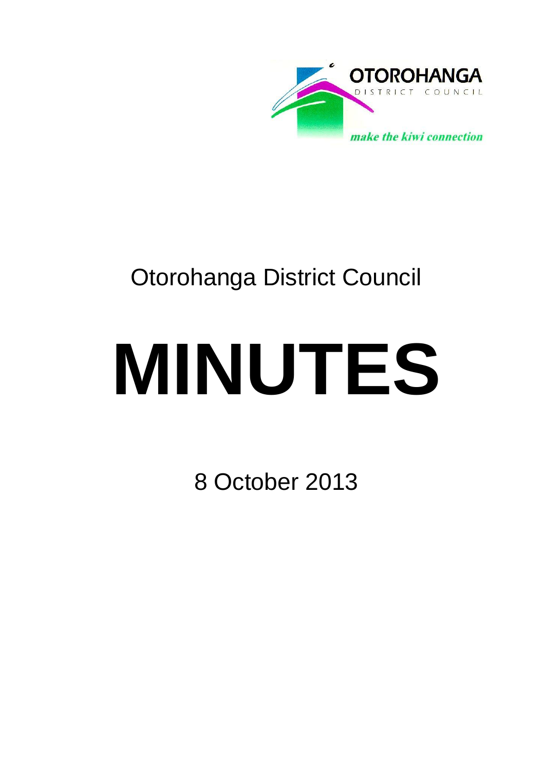OTOROHANGA
DISTRICT COUNCIL

*make the kiwi connection*

# Otorohanga District Council

# MINUTES

8 October 2013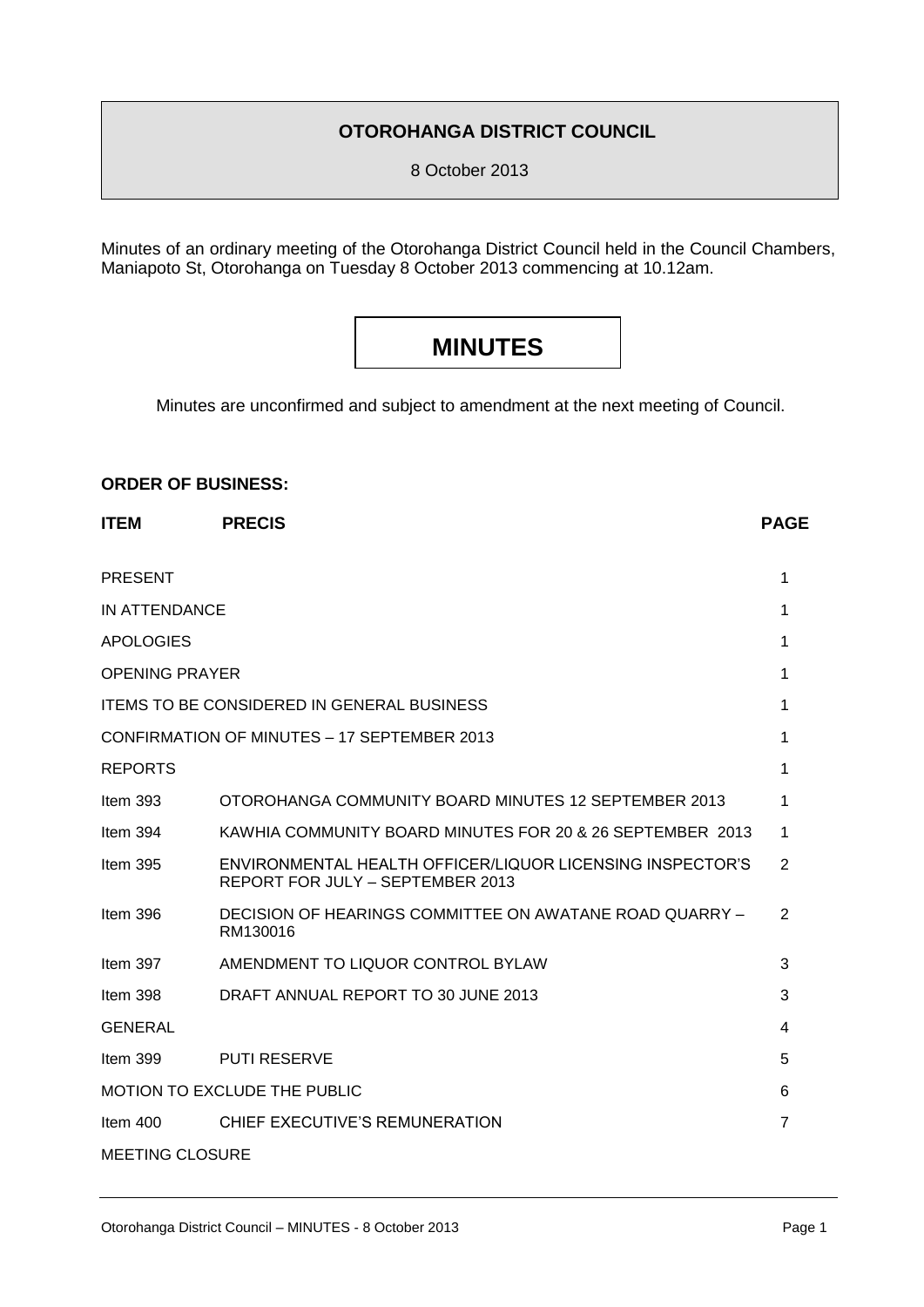**OTOROHANGA DISTRICT COUNCIL**

8 October 2013

Minutes of an ordinary meeting of the Otorohanga District Council held in the Council Chambers, Maniapoto St, Otorohanga on Tuesday 8 October 2013 commencing at 10.12am.

# MINUTES

Minutes are unconfirmed and subject to amendment at the next meeting of Council.

**ORDER OF BUSINESS:**

| ITEM | PRECIS | PAGE |
|---|---|---|
| PRESENT | | 1 |
| IN ATTENDANCE | | 1 |
| APOLOGIES | | 1 |
| OPENING PRAYER | | 1 |
| ITEMS TO BE CONSIDERED IN GENERAL BUSINESS | | 1 |
| CONFIRMATION OF MINUTES – 17 SEPTEMBER 2013 | | 1 |
| REPORTS | | 1 |
| Item 393 | OTOROHANGA COMMUNITY BOARD MINUTES 12 SEPTEMBER 2013 | 1 |
| Item 394 | KAWHIA COMMUNITY BOARD MINUTES FOR 20 & 26 SEPTEMBER 2013 | 1 |
| Item 395 | ENVIRONMENTAL HEALTH OFFICER/LIQUOR LICENSING INSPECTOR'S REPORT FOR JULY – SEPTEMBER 2013 | 2 |
| Item 396 | DECISION OF HEARINGS COMMITTEE ON AWATANE ROAD QUARRY – RM130016 | 2 |
| Item 397 | AMENDMENT TO LIQUOR CONTROL BYLAW | 3 |
| Item 398 | DRAFT ANNUAL REPORT TO 30 JUNE 2013 | 3 |
| GENERAL | | 4 |
| Item 399 | PUTI RESERVE | 5 |
| MOTION TO EXCLUDE THE PUBLIC | | 6 |
| Item 400 | CHIEF EXECUTIVE'S REMUNERATION | 7 |
| MEETING CLOSURE | | |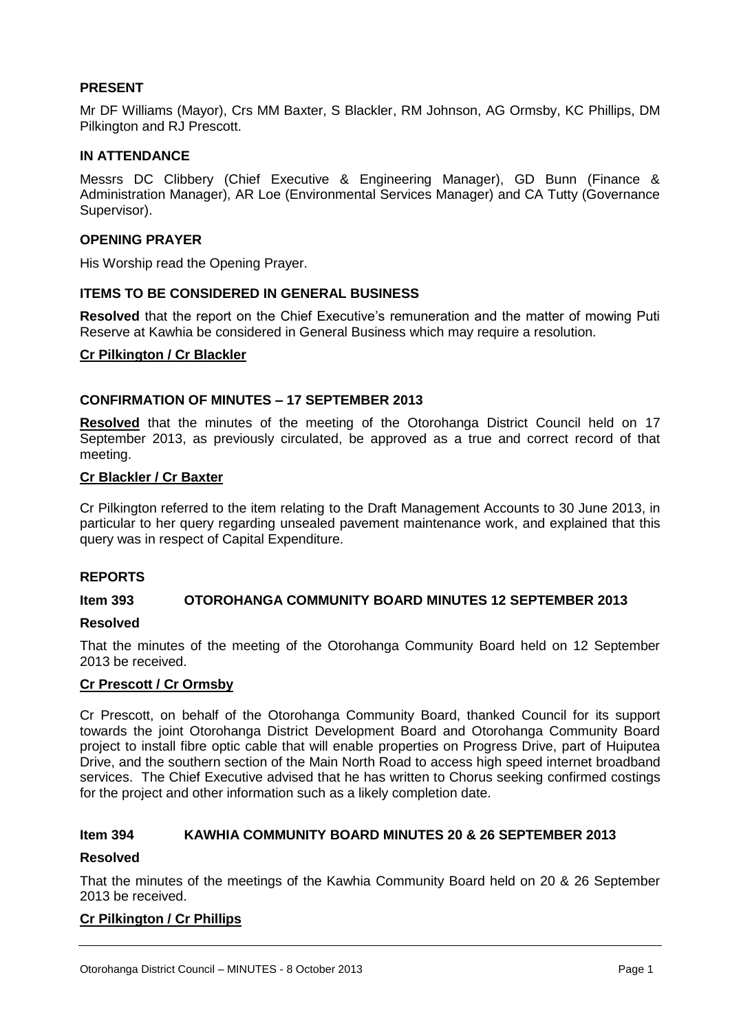## PRESENT

Mr DF Williams (Mayor), Crs MM Baxter, S Blackler, RM Johnson, AG Ormsby, KC Phillips, DM Pilkington and RJ Prescott.

## IN ATTENDANCE

Messrs DC Clibbery (Chief Executive & Engineering Manager), GD Bunn (Finance & Administration Manager), AR Loe (Environmental Services Manager) and CA Tutty (Governance Supervisor).

## OPENING PRAYER

His Worship read the Opening Prayer.

## ITEMS TO BE CONSIDERED IN GENERAL BUSINESS

**Resolved** that the report on the Chief Executive's remuneration and the matter of mowing Puti Reserve at Kawhia be considered in General Business which may require a resolution.

**Cr Pilkington / Cr Blackler**

## CONFIRMATION OF MINUTES – 17 SEPTEMBER 2013

**Resolved** that the minutes of the meeting of the Otorohanga District Council held on 17 September 2013, as previously circulated, be approved as a true and correct record of that meeting.

**Cr Blackler / Cr Baxter**

Cr Pilkington referred to the item relating to the Draft Management Accounts to 30 June 2013, in particular to her query regarding unsealed pavement maintenance work, and explained that this query was in respect of Capital Expenditure.

## REPORTS

### Item 393 OTOROHANGA COMMUNITY BOARD MINUTES 12 SEPTEMBER 2013

**Resolved**

That the minutes of the meeting of the Otorohanga Community Board held on 12 September 2013 be received.

**Cr Prescott / Cr Ormsby**

Cr Prescott, on behalf of the Otorohanga Community Board, thanked Council for its support towards the joint Otorohanga District Development Board and Otorohanga Community Board project to install fibre optic cable that will enable properties on Progress Drive, part of Huiputea Drive, and the southern section of the Main North Road to access high speed internet broadband services. The Chief Executive advised that he has written to Chorus seeking confirmed costings for the project and other information such as a likely completion date.

### Item 394 KAWHIA COMMUNITY BOARD MINUTES 20 & 26 SEPTEMBER 2013

**Resolved**

That the minutes of the meetings of the Kawhia Community Board held on 20 & 26 September 2013 be received.

**Cr Pilkington / Cr Phillips**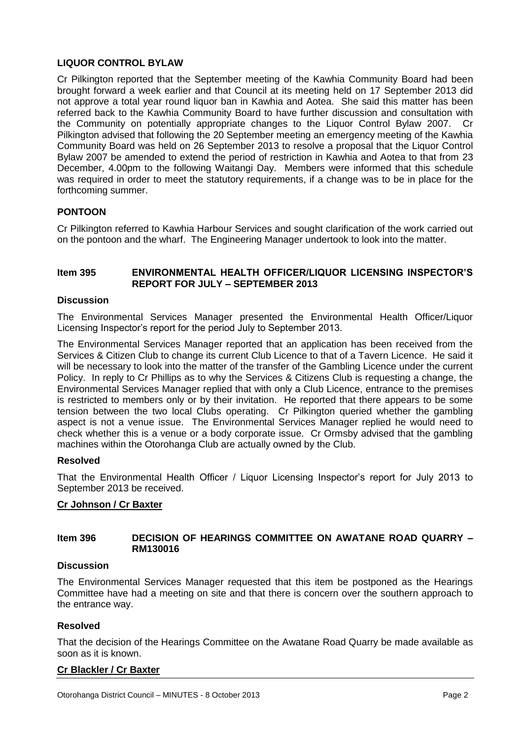## LIQUOR CONTROL BYLAW

Cr Pilkington reported that the September meeting of the Kawhia Community Board had been brought forward a week earlier and that Council at its meeting held on 17 September 2013 did not approve a total year round liquor ban in Kawhia and Aotea. She said this matter has been referred back to the Kawhia Community Board to have further discussion and consultation with the Community on potentially appropriate changes to the Liquor Control Bylaw 2007. Cr Pilkington advised that following the 20 September meeting an emergency meeting of the Kawhia Community Board was held on 26 September 2013 to resolve a proposal that the Liquor Control Bylaw 2007 be amended to extend the period of restriction in Kawhia and Aotea to that from 23 December, 4.00pm to the following Waitangi Day. Members were informed that this schedule was required in order to meet the statutory requirements, if a change was to be in place for the forthcoming summer.

## PONTOON

Cr Pilkington referred to Kawhia Harbour Services and sought clarification of the work carried out on the pontoon and the wharf. The Engineering Manager undertook to look into the matter.

## Item 395 ENVIRONMENTAL HEALTH OFFICER/LIQUOR LICENSING INSPECTOR'S REPORT FOR JULY – SEPTEMBER 2013

### Discussion

The Environmental Services Manager presented the Environmental Health Officer/Liquor Licensing Inspector's report for the period July to September 2013.

The Environmental Services Manager reported that an application has been received from the Services & Citizen Club to change its current Club Licence to that of a Tavern Licence. He said it will be necessary to look into the matter of the transfer of the Gambling Licence under the current Policy. In reply to Cr Phillips as to why the Services & Citizens Club is requesting a change, the Environmental Services Manager replied that with only a Club Licence, entrance to the premises is restricted to members only or by their invitation. He reported that there appears to be some tension between the two local Clubs operating. Cr Pilkington queried whether the gambling aspect is not a venue issue. The Environmental Services Manager replied he would need to check whether this is a venue or a body corporate issue. Cr Ormsby advised that the gambling machines within the Otorohanga Club are actually owned by the Club.

### Resolved

That the Environmental Health Officer / Liquor Licensing Inspector's report for July 2013 to September 2013 be received.

**Cr Johnson / Cr Baxter**

## Item 396 DECISION OF HEARINGS COMMITTEE ON AWATANE ROAD QUARRY – RM130016

### Discussion

The Environmental Services Manager requested that this item be postponed as the Hearings Committee have had a meeting on site and that there is concern over the southern approach to the entrance way.

### Resolved

That the decision of the Hearings Committee on the Awatane Road Quarry be made available as soon as it is known.

**Cr Blackler / Cr Baxter**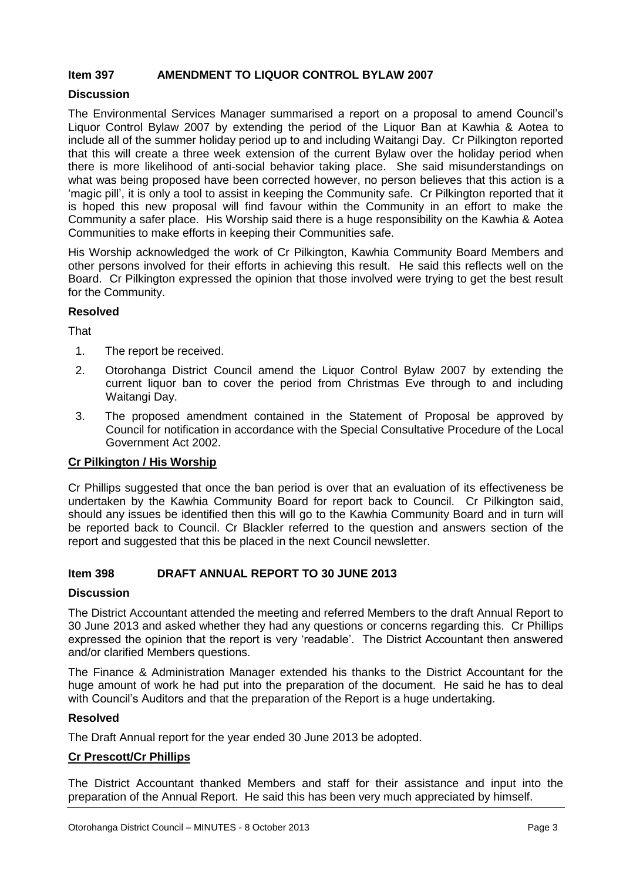## Item 397 AMENDMENT TO LIQUOR CONTROL BYLAW 2007

### Discussion

The Environmental Services Manager summarised a report on a proposal to amend Council's Liquor Control Bylaw 2007 by extending the period of the Liquor Ban at Kawhia & Aotea to include all of the summer holiday period up to and including Waitangi Day. Cr Pilkington reported that this will create a three week extension of the current Bylaw over the holiday period when there is more likelihood of anti-social behavior taking place. She said misunderstandings on what was being proposed have been corrected however, no person believes that this action is a 'magic pill', it is only a tool to assist in keeping the Community safe. Cr Pilkington reported that it is hoped this new proposal will find favour within the Community in an effort to make the Community a safer place. His Worship said there is a huge responsibility on the Kawhia & Aotea Communities to make efforts in keeping their Communities safe.

His Worship acknowledged the work of Cr Pilkington, Kawhia Community Board Members and other persons involved for their efforts in achieving this result. He said this reflects well on the Board. Cr Pilkington expressed the opinion that those involved were trying to get the best result for the Community.

### Resolved

That

1. The report be received.
2. Otorohanga District Council amend the Liquor Control Bylaw 2007 by extending the current liquor ban to cover the period from Christmas Eve through to and including Waitangi Day.
3. The proposed amendment contained in the Statement of Proposal be approved by Council for notification in accordance with the Special Consultative Procedure of the Local Government Act 2002.

**Cr Pilkington / His Worship**

Cr Phillips suggested that once the ban period is over that an evaluation of its effectiveness be undertaken by the Kawhia Community Board for report back to Council. Cr Pilkington said, should any issues be identified then this will go to the Kawhia Community Board and in turn will be reported back to Council. Cr Blackler referred to the question and answers section of the report and suggested that this be placed in the next Council newsletter.

## Item 398 DRAFT ANNUAL REPORT TO 30 JUNE 2013

### Discussion

The District Accountant attended the meeting and referred Members to the draft Annual Report to 30 June 2013 and asked whether they had any questions or concerns regarding this. Cr Phillips expressed the opinion that the report is very 'readable'. The District Accountant then answered and/or clarified Members questions.

The Finance & Administration Manager extended his thanks to the District Accountant for the huge amount of work he had put into the preparation of the document. He said he has to deal with Council's Auditors and that the preparation of the Report is a huge undertaking.

### Resolved

The Draft Annual report for the year ended 30 June 2013 be adopted.

**Cr Prescott/Cr Phillips**

The District Accountant thanked Members and staff for their assistance and input into the preparation of the Annual Report. He said this has been very much appreciated by himself.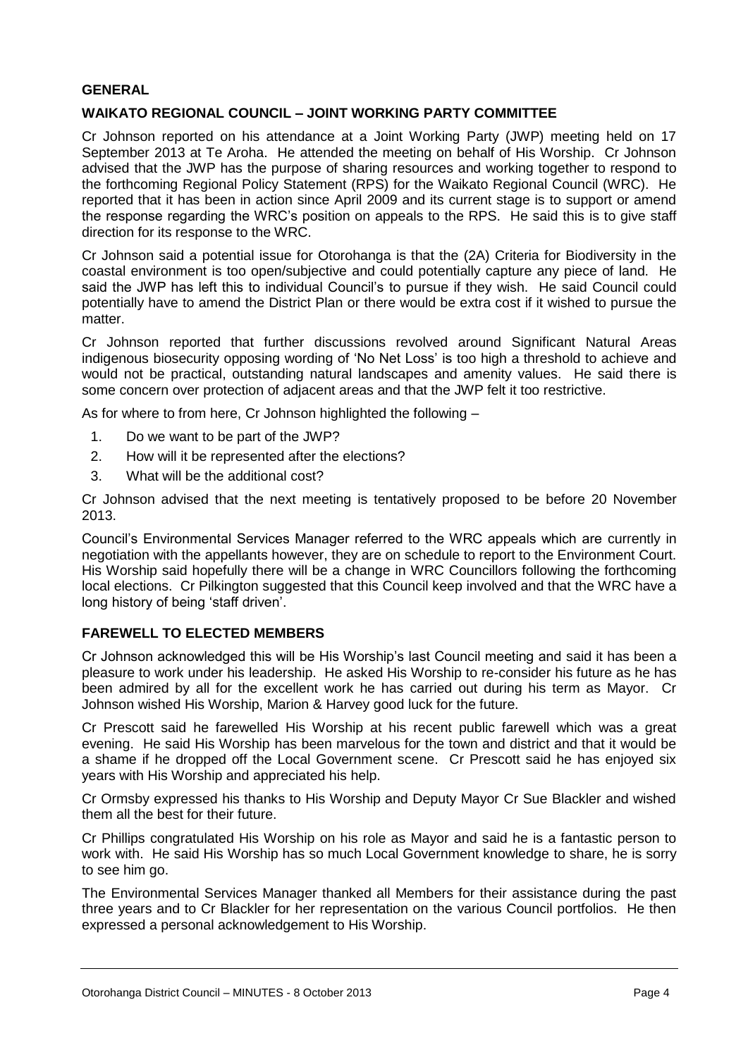## GENERAL

### WAIKATO REGIONAL COUNCIL – JOINT WORKING PARTY COMMITTEE

Cr Johnson reported on his attendance at a Joint Working Party (JWP) meeting held on 17 September 2013 at Te Aroha. He attended the meeting on behalf of His Worship. Cr Johnson advised that the JWP has the purpose of sharing resources and working together to respond to the forthcoming Regional Policy Statement (RPS) for the Waikato Regional Council (WRC). He reported that it has been in action since April 2009 and its current stage is to support or amend the response regarding the WRC's position on appeals to the RPS. He said this is to give staff direction for its response to the WRC.

Cr Johnson said a potential issue for Otorohanga is that the (2A) Criteria for Biodiversity in the coastal environment is too open/subjective and could potentially capture any piece of land. He said the JWP has left this to individual Council's to pursue if they wish. He said Council could potentially have to amend the District Plan or there would be extra cost if it wished to pursue the matter.

Cr Johnson reported that further discussions revolved around Significant Natural Areas indigenous biosecurity opposing wording of 'No Net Loss' is too high a threshold to achieve and would not be practical, outstanding natural landscapes and amenity values. He said there is some concern over protection of adjacent areas and that the JWP felt it too restrictive.

As for where to from here, Cr Johnson highlighted the following –

1. Do we want to be part of the JWP?
2. How will it be represented after the elections?
3. What will be the additional cost?

Cr Johnson advised that the next meeting is tentatively proposed to be before 20 November 2013.

Council's Environmental Services Manager referred to the WRC appeals which are currently in negotiation with the appellants however, they are on schedule to report to the Environment Court. His Worship said hopefully there will be a change in WRC Councillors following the forthcoming local elections. Cr Pilkington suggested that this Council keep involved and that the WRC have a long history of being 'staff driven'.

### FAREWELL TO ELECTED MEMBERS

Cr Johnson acknowledged this will be His Worship's last Council meeting and said it has been a pleasure to work under his leadership. He asked His Worship to re-consider his future as he has been admired by all for the excellent work he has carried out during his term as Mayor. Cr Johnson wished His Worship, Marion & Harvey good luck for the future.

Cr Prescott said he farewelled His Worship at his recent public farewell which was a great evening. He said His Worship has been marvelous for the town and district and that it would be a shame if he dropped off the Local Government scene. Cr Prescott said he has enjoyed six years with His Worship and appreciated his help.

Cr Ormsby expressed his thanks to His Worship and Deputy Mayor Cr Sue Blackler and wished them all the best for their future.

Cr Phillips congratulated His Worship on his role as Mayor and said he is a fantastic person to work with. He said His Worship has so much Local Government knowledge to share, he is sorry to see him go.

The Environmental Services Manager thanked all Members for their assistance during the past three years and to Cr Blackler for her representation on the various Council portfolios. He then expressed a personal acknowledgement to His Worship.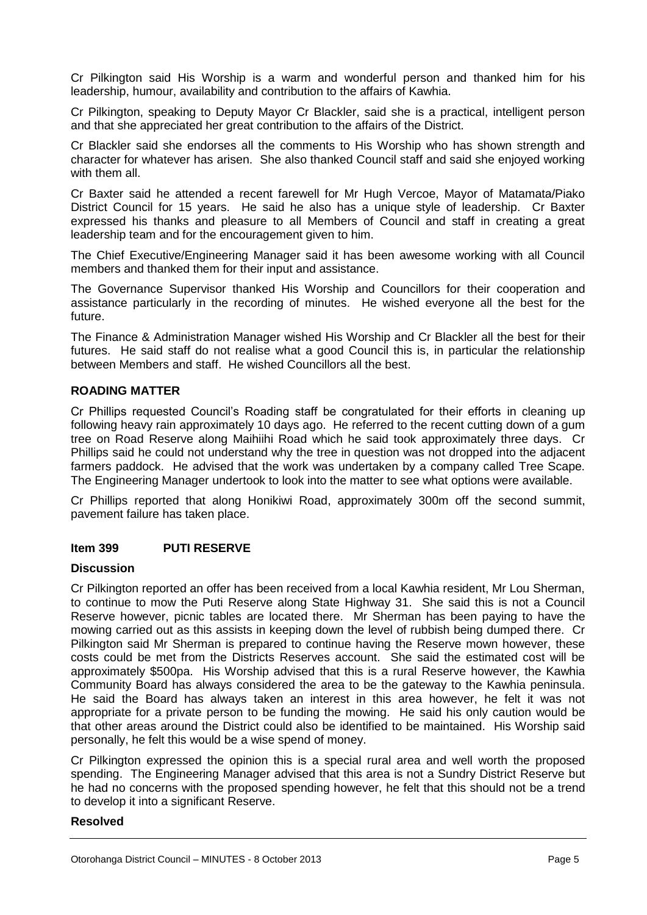Cr Pilkington said His Worship is a warm and wonderful person and thanked him for his leadership, humour, availability and contribution to the affairs of Kawhia.

Cr Pilkington, speaking to Deputy Mayor Cr Blackler, said she is a practical, intelligent person and that she appreciated her great contribution to the affairs of the District.

Cr Blackler said she endorses all the comments to His Worship who has shown strength and character for whatever has arisen. She also thanked Council staff and said she enjoyed working with them all.

Cr Baxter said he attended a recent farewell for Mr Hugh Vercoe, Mayor of Matamata/Piako District Council for 15 years. He said he also has a unique style of leadership. Cr Baxter expressed his thanks and pleasure to all Members of Council and staff in creating a great leadership team and for the encouragement given to him.

The Chief Executive/Engineering Manager said it has been awesome working with all Council members and thanked them for their input and assistance.

The Governance Supervisor thanked His Worship and Councillors for their cooperation and assistance particularly in the recording of minutes. He wished everyone all the best for the future.

The Finance & Administration Manager wished His Worship and Cr Blackler all the best for their futures. He said staff do not realise what a good Council this is, in particular the relationship between Members and staff. He wished Councillors all the best.

**ROADING MATTER**

Cr Phillips requested Council's Roading staff be congratulated for their efforts in cleaning up following heavy rain approximately 10 days ago. He referred to the recent cutting down of a gum tree on Road Reserve along Maihiihi Road which he said took approximately three days. Cr Phillips said he could not understand why the tree in question was not dropped into the adjacent farmers paddock. He advised that the work was undertaken by a company called Tree Scape. The Engineering Manager undertook to look into the matter to see what options were available.

Cr Phillips reported that along Honikiwi Road, approximately 300m off the second summit, pavement failure has taken place.

## Item 399 PUTI RESERVE

**Discussion**

Cr Pilkington reported an offer has been received from a local Kawhia resident, Mr Lou Sherman, to continue to mow the Puti Reserve along State Highway 31. She said this is not a Council Reserve however, picnic tables are located there. Mr Sherman has been paying to have the mowing carried out as this assists in keeping down the level of rubbish being dumped there. Cr Pilkington said Mr Sherman is prepared to continue having the Reserve mown however, these costs could be met from the Districts Reserves account. She said the estimated cost will be approximately $500pa. His Worship advised that this is a rural Reserve however, the Kawhia Community Board has always considered the area to be the gateway to the Kawhia peninsula. He said the Board has always taken an interest in this area however, he felt it was not appropriate for a private person to be funding the mowing. He said his only caution would be that other areas around the District could also be identified to be maintained. His Worship said personally, he felt this would be a wise spend of money.

Cr Pilkington expressed the opinion this is a special rural area and well worth the proposed spending. The Engineering Manager advised that this area is not a Sundry District Reserve but he had no concerns with the proposed spending however, he felt that this should not be a trend to develop it into a significant Reserve.

**Resolved**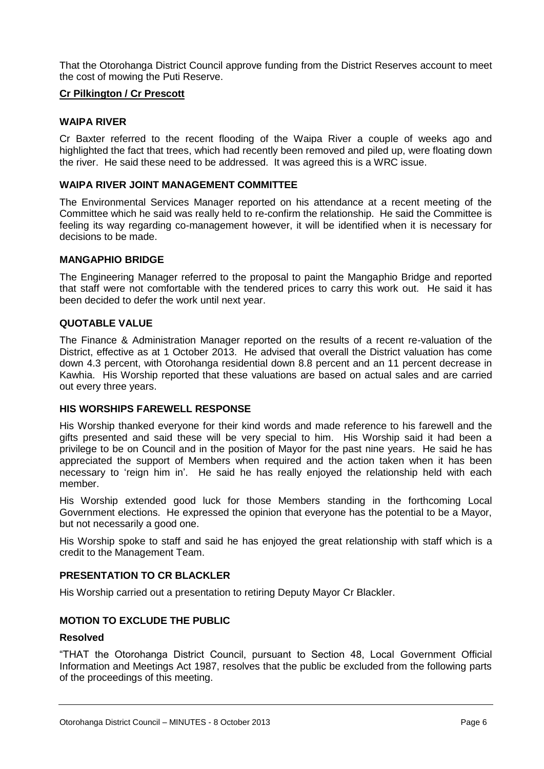That the Otorohanga District Council approve funding from the District Reserves account to meet the cost of mowing the Puti Reserve.

**Cr Pilkington / Cr Prescott**

### WAIPA RIVER

Cr Baxter referred to the recent flooding of the Waipa River a couple of weeks ago and highlighted the fact that trees, which had recently been removed and piled up, were floating down the river. He said these need to be addressed. It was agreed this is a WRC issue.

### WAIPA RIVER JOINT MANAGEMENT COMMITTEE

The Environmental Services Manager reported on his attendance at a recent meeting of the Committee which he said was really held to re-confirm the relationship. He said the Committee is feeling its way regarding co-management however, it will be identified when it is necessary for decisions to be made.

### MANGAPHIO BRIDGE

The Engineering Manager referred to the proposal to paint the Mangaphio Bridge and reported that staff were not comfortable with the tendered prices to carry this work out. He said it has been decided to defer the work until next year.

### QUOTABLE VALUE

The Finance & Administration Manager reported on the results of a recent re-valuation of the District, effective as at 1 October 2013. He advised that overall the District valuation has come down 4.3 percent, with Otorohanga residential down 8.8 percent and an 11 percent decrease in Kawhia. His Worship reported that these valuations are based on actual sales and are carried out every three years.

### HIS WORSHIPS FAREWELL RESPONSE

His Worship thanked everyone for their kind words and made reference to his farewell and the gifts presented and said these will be very special to him. His Worship said it had been a privilege to be on Council and in the position of Mayor for the past nine years. He said he has appreciated the support of Members when required and the action taken when it has been necessary to 'reign him in'. He said he has really enjoyed the relationship held with each member.

His Worship extended good luck for those Members standing in the forthcoming Local Government elections. He expressed the opinion that everyone has the potential to be a Mayor, but not necessarily a good one.

His Worship spoke to staff and said he has enjoyed the great relationship with staff which is a credit to the Management Team.

### PRESENTATION TO CR BLACKLER

His Worship carried out a presentation to retiring Deputy Mayor Cr Blackler.

### MOTION TO EXCLUDE THE PUBLIC

**Resolved**

"THAT the Otorohanga District Council, pursuant to Section 48, Local Government Official Information and Meetings Act 1987, resolves that the public be excluded from the following parts of the proceedings of this meeting.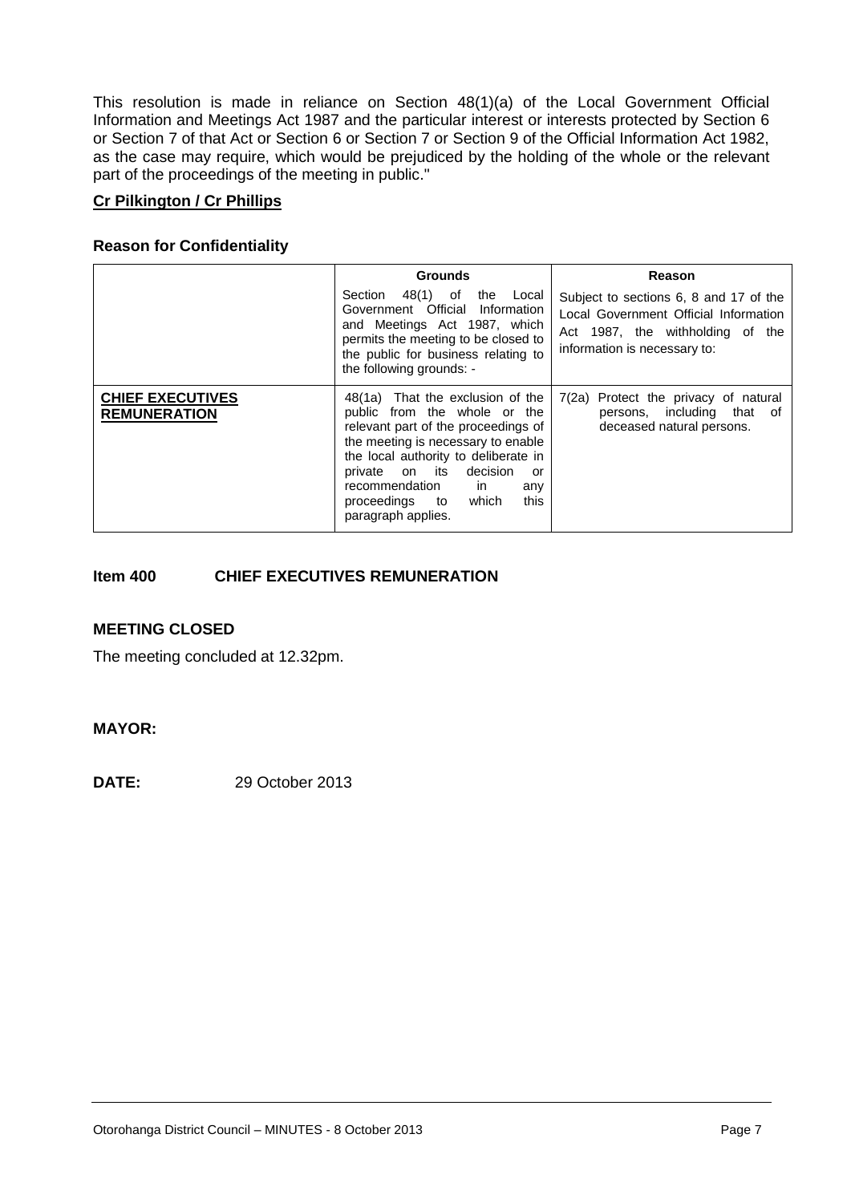This resolution is made in reliance on Section 48(1)(a) of the Local Government Official Information and Meetings Act 1987 and the particular interest or interests protected by Section 6 or Section 7 of that Act or Section 6 or Section 7 or Section 9 of the Official Information Act 1982, as the case may require, which would be prejudiced by the holding of the whole or the relevant part of the proceedings of the meeting in public."

**Cr Pilkington / Cr Phillips**

**Reason for Confidentiality**

| | **Grounds**<br>Section 48(1) of the Local Government Official Information and Meetings Act 1987, which permits the meeting to be closed to the public for business relating to the following grounds: - | **Reason**<br>Subject to sections 6, 8 and 17 of the Local Government Official Information Act 1987, the withholding of the information is necessary to: |
|---|---|---|
| **CHIEF EXECUTIVES REMUNERATION** | 48(1a) That the exclusion of the public from the whole or the relevant part of the proceedings of the meeting is necessary to enable the local authority to deliberate in private on its decision or recommendation in any proceedings to which this paragraph applies. | 7(2a) Protect the privacy of natural persons, including that of deceased natural persons. |

### Item 400 CHIEF EXECUTIVES REMUNERATION

### MEETING CLOSED

The meeting concluded at 12.32pm.

**MAYOR:**

**DATE:** 29 October 2013